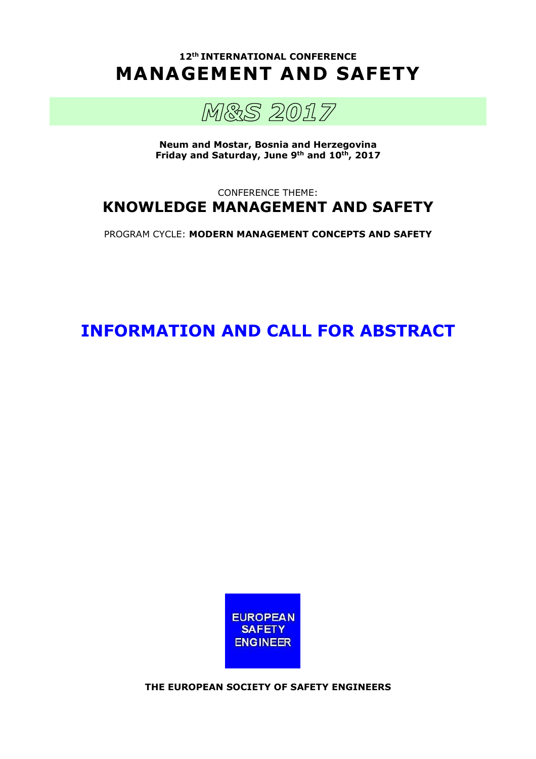**12th INTERNATIONAL CONFERENCE**

# MANAGEMENT AND SAFETY

## M&S 2017

**Neum and Mostar, Bosnia and Herzegovina**
**Friday and Saturday, June 9th and 10th, 2017**

CONFERENCE THEME:

## KNOWLEDGE MANAGEMENT AND SAFETY

PROGRAM CYCLE: **MODERN MANAGEMENT CONCEPTS AND SAFETY**

# INFORMATION AND CALL FOR ABSTRACT

EUROPEAN SAFETY ENGINEER

**THE EUROPEAN SOCIETY OF SAFETY ENGINEERS**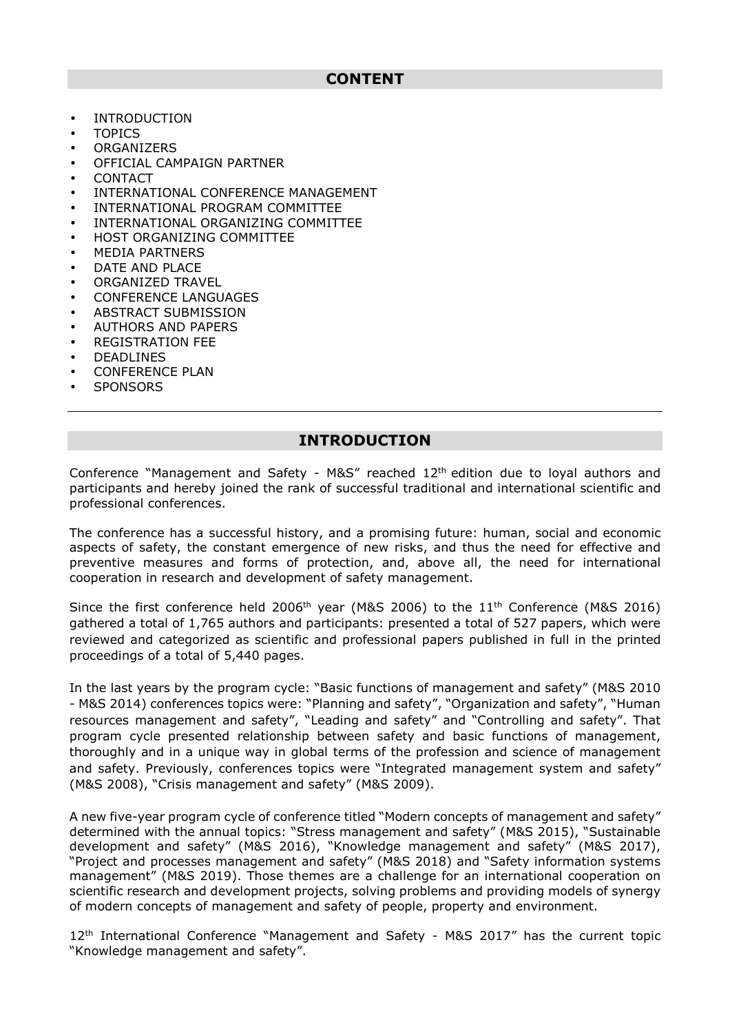## CONTENT

- INTRODUCTION
- TOPICS
- ORGANIZERS
- OFFICIAL CAMPAIGN PARTNER
- CONTACT
- INTERNATIONAL CONFERENCE MANAGEMENT
- INTERNATIONAL PROGRAM COMMITTEE
- INTERNATIONAL ORGANIZING COMMITTEE
- HOST ORGANIZING COMMITTEE
- MEDIA PARTNERS
- DATE AND PLACE
- ORGANIZED TRAVEL
- CONFERENCE LANGUAGES
- ABSTRACT SUBMISSION
- AUTHORS AND PAPERS
- REGISTRATION FEE
- DEADLINES
- CONFERENCE PLAN
- SPONSORS

---

## INTRODUCTION

Conference "Management and Safety - M&S" reached 12th edition due to loyal authors and participants and hereby joined the rank of successful traditional and international scientific and professional conferences.

The conference has a successful history, and a promising future: human, social and economic aspects of safety, the constant emergence of new risks, and thus the need for effective and preventive measures and forms of protection, and, above all, the need for international cooperation in research and development of safety management.

Since the first conference held 2006th year (M&S 2006) to the 11th Conference (M&S 2016) gathered a total of 1,765 authors and participants: presented a total of 527 papers, which were reviewed and categorized as scientific and professional papers published in full in the printed proceedings of a total of 5,440 pages.

In the last years by the program cycle: "Basic functions of management and safety" (M&S 2010 - M&S 2014) conferences topics were: "Planning and safety", "Organization and safety", "Human resources management and safety", "Leading and safety" and "Controlling and safety". That program cycle presented relationship between safety and basic functions of management, thoroughly and in a unique way in global terms of the profession and science of management and safety. Previously, conferences topics were "Integrated management system and safety" (M&S 2008), "Crisis management and safety" (M&S 2009).

A new five-year program cycle of conference titled "Modern concepts of management and safety" determined with the annual topics: "Stress management and safety" (M&S 2015), "Sustainable development and safety" (M&S 2016), "Knowledge management and safety" (M&S 2017), "Project and processes management and safety" (M&S 2018) and "Safety information systems management" (M&S 2019). Those themes are a challenge for an international cooperation on scientific research and development projects, solving problems and providing models of synergy of modern concepts of management and safety of people, property and environment.

12th International Conference "Management and Safety - M&S 2017" has the current topic "Knowledge management and safety".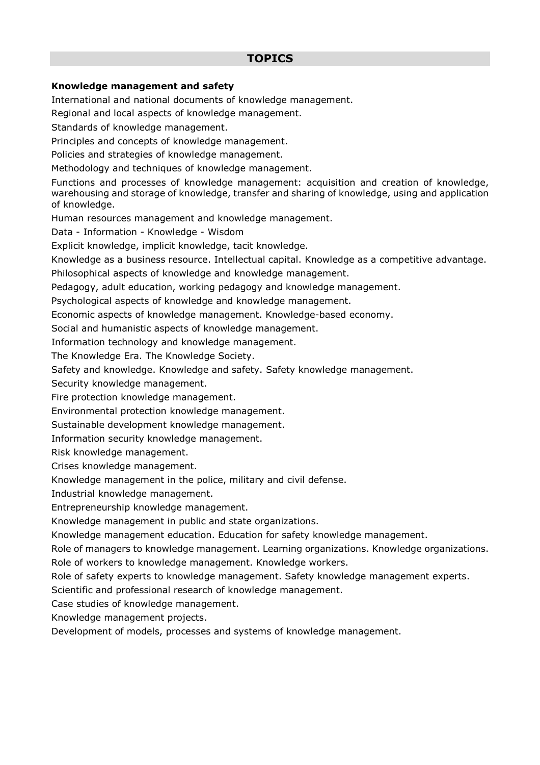# TOPICS

**Knowledge management and safety**

International and national documents of knowledge management.

Regional and local aspects of knowledge management.

Standards of knowledge management.

Principles and concepts of knowledge management.

Policies and strategies of knowledge management.

Methodology and techniques of knowledge management.

Functions and processes of knowledge management: acquisition and creation of knowledge, warehousing and storage of knowledge, transfer and sharing of knowledge, using and application of knowledge.

Human resources management and knowledge management.

Data - Information - Knowledge - Wisdom

Explicit knowledge, implicit knowledge, tacit knowledge.

Knowledge as a business resource. Intellectual capital. Knowledge as a competitive advantage.

Philosophical aspects of knowledge and knowledge management.

Pedagogy, adult education, working pedagogy and knowledge management.

Psychological aspects of knowledge and knowledge management.

Economic aspects of knowledge management. Knowledge-based economy.

Social and humanistic aspects of knowledge management.

Information technology and knowledge management.

The Knowledge Era. The Knowledge Society.

Safety and knowledge. Knowledge and safety. Safety knowledge management.

Security knowledge management.

Fire protection knowledge management.

Environmental protection knowledge management.

Sustainable development knowledge management.

Information security knowledge management.

Risk knowledge management.

Crises knowledge management.

Knowledge management in the police, military and civil defense.

Industrial knowledge management.

Entrepreneurship knowledge management.

Knowledge management in public and state organizations.

Knowledge management education. Education for safety knowledge management.

Role of managers to knowledge management. Learning organizations. Knowledge organizations.

Role of workers to knowledge management. Knowledge workers.

Role of safety experts to knowledge management. Safety knowledge management experts.

Scientific and professional research of knowledge management.

Case studies of knowledge management.

Knowledge management projects.

Development of models, processes and systems of knowledge management.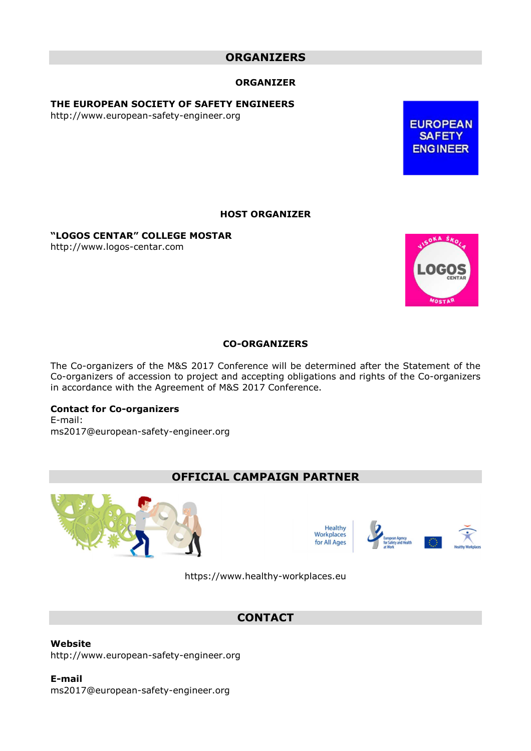## ORGANIZERS

### ORGANIZER

**THE EUROPEAN SOCIETY OF SAFETY ENGINEERS**
http://www.european-safety-engineer.org

### HOST ORGANIZER

**"LOGOS CENTAR" COLLEGE MOSTAR**
http://www.logos-centar.com

### CO-ORGANIZERS

The Co-organizers of the M&S 2017 Conference will be determined after the Statement of the Co-organizers of accession to project and accepting obligations and rights of the Co-organizers in accordance with the Agreement of M&S 2017 Conference.

**Contact for Co-organizers**
E-mail:
ms2017@european-safety-engineer.org

## OFFICIAL CAMPAIGN PARTNER

https://www.healthy-workplaces.eu

## CONTACT

**Website**
http://www.european-safety-engineer.org

**E-mail**
ms2017@european-safety-engineer.org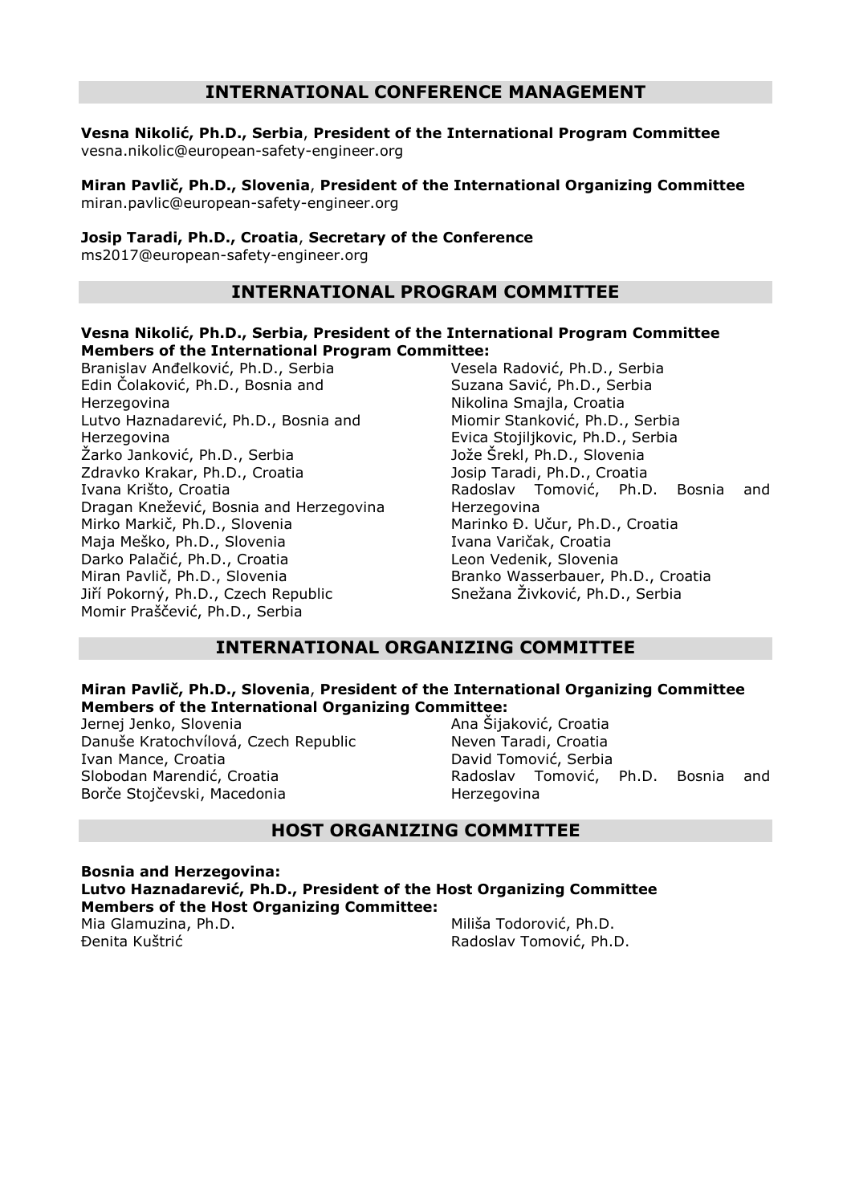## INTERNATIONAL CONFERENCE MANAGEMENT

**Vesna Nikolić, Ph.D., Serbia**, **President of the International Program Committee**
vesna.nikolic@european-safety-engineer.org

**Miran Pavlič, Ph.D., Slovenia**, **President of the International Organizing Committee**
miran.pavlic@european-safety-engineer.org

**Josip Taradi, Ph.D., Croatia**, **Secretary of the Conference**
ms2017@european-safety-engineer.org

## INTERNATIONAL PROGRAM COMMITTEE

**Vesna Nikolić, Ph.D., Serbia, President of the International Program Committee**
**Members of the International Program Committee:**

Branislav Anđelković, Ph.D., Serbia
Edin Čolaković, Ph.D., Bosnia and Herzegovina
Lutvo Haznadarević, Ph.D., Bosnia and Herzegovina
Žarko Janković, Ph.D., Serbia
Zdravko Krakar, Ph.D., Croatia
Ivana Krišto, Croatia
Dragan Knežević, Bosnia and Herzegovina
Mirko Markič, Ph.D., Slovenia
Maja Meško, Ph.D., Slovenia
Darko Palačić, Ph.D., Croatia
Miran Pavlič, Ph.D., Slovenia
Jiří Pokorný, Ph.D., Czech Republic
Momir Praščević, Ph.D., Serbia
Vesela Radović, Ph.D., Serbia
Suzana Savić, Ph.D., Serbia
Nikolina Smajla, Croatia
Miomir Stanković, Ph.D., Serbia
Evica Stojiljkovic, Ph.D., Serbia
Jože Šrekl, Ph.D., Slovenia
Josip Taradi, Ph.D., Croatia
Radoslav Tomović, Ph.D. Bosnia and Herzegovina
Marinko Đ. Učur, Ph.D., Croatia
Ivana Varičak, Croatia
Leon Vedenik, Slovenia
Branko Wasserbauer, Ph.D., Croatia
Snežana Živković, Ph.D., Serbia

## INTERNATIONAL ORGANIZING COMMITTEE

**Miran Pavlič, Ph.D., Slovenia**, **President of the International Organizing Committee**
**Members of the International Organizing Committee:**

Jernej Jenko, Slovenia
Danuše Kratochvílová, Czech Republic
Ivan Mance, Croatia
Slobodan Marendić, Croatia
Borče Stojčevski, Macedonia
Ana Šijaković, Croatia
Neven Taradi, Croatia
David Tomović, Serbia
Radoslav Tomović, Ph.D. Bosnia and Herzegovina

## HOST ORGANIZING COMMITTEE

**Bosnia and Herzegovina:**
**Lutvo Haznadarević, Ph.D., President of the Host Organizing Committee**
**Members of the Host Organizing Committee:**

Mia Glamuzina, Ph.D.
Đenita Kuštrić
Miliša Todorović, Ph.D.
Radoslav Tomović, Ph.D.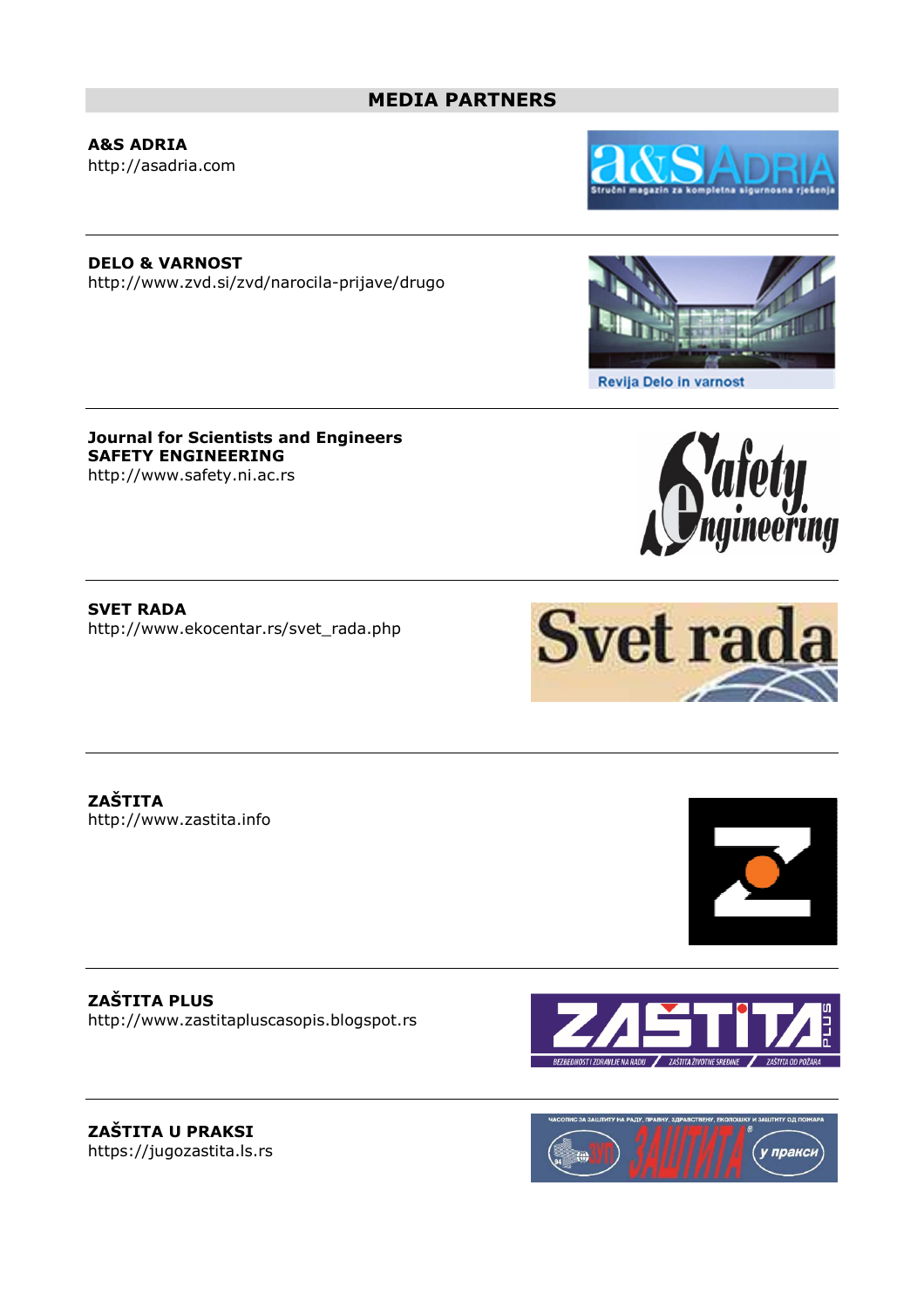## MEDIA PARTNERS

**A&S ADRIA**
http://asadria.com

---

**DELO & VARNOST**
http://www.zvd.si/zvd/narocila-prijave/drugo

---

**Journal for Scientists and Engineers**
**SAFETY ENGINEERING**
http://www.safety.ni.ac.rs

---

**SVET RADA**
http://www.ekocentar.rs/svet_rada.php

---

**ZAŠTITA**
http://www.zastita.info

---

**ZAŠTITA PLUS**
http://www.zastitapluscasopis.blogspot.rs

---

**ZAŠTITA U PRAKSI**
https://jugozastita.ls.rs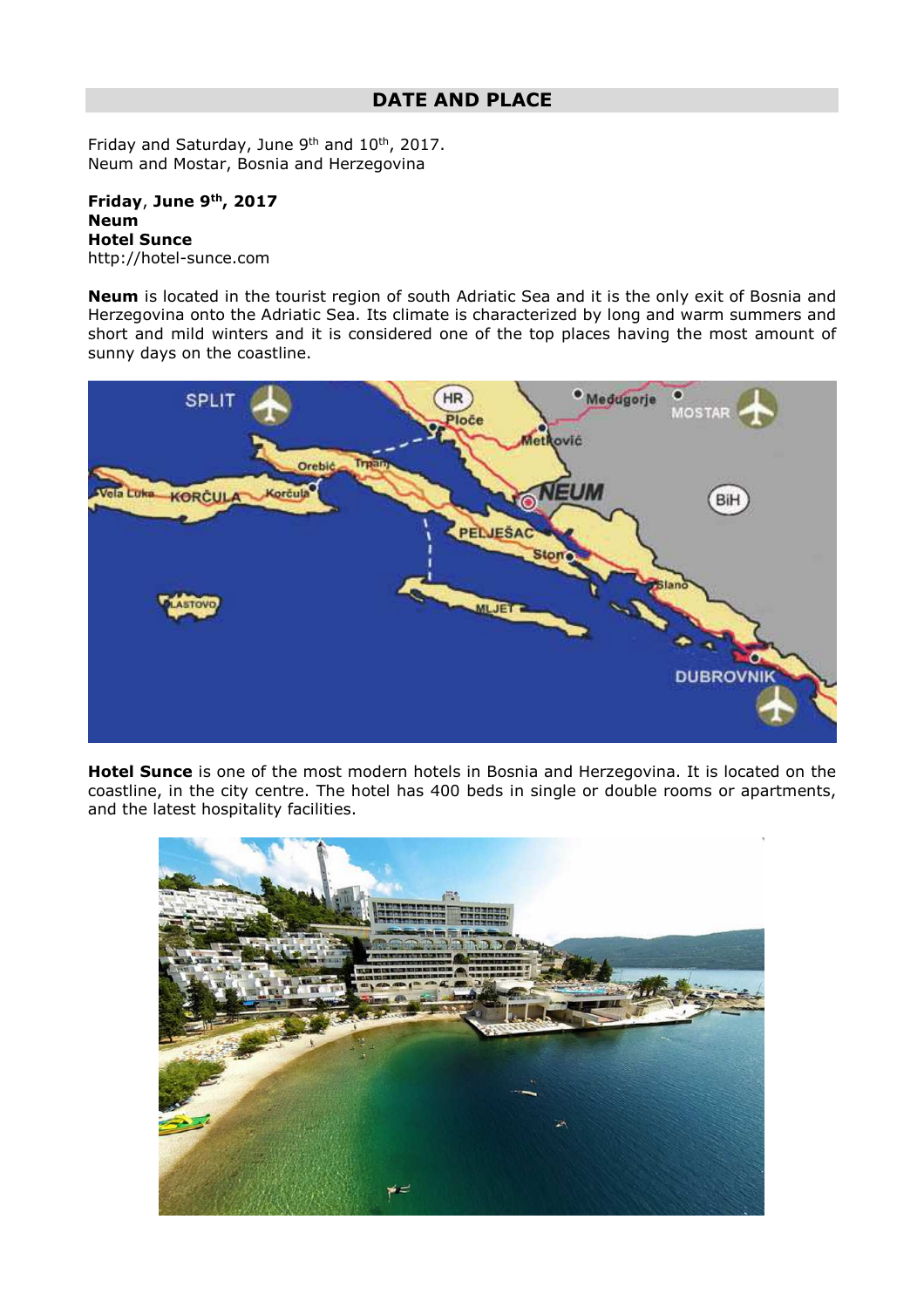## DATE AND PLACE

Friday and Saturday, June 9th and 10th, 2017.
Neum and Mostar, Bosnia and Herzegovina

**Friday, June 9th, 2017**
**Neum**
**Hotel Sunce**
http://hotel-sunce.com

**Neum** is located in the tourist region of south Adriatic Sea and it is the only exit of Bosnia and Herzegovina onto the Adriatic Sea. Its climate is characterized by long and warm summers and short and mild winters and it is considered one of the top places having the most amount of sunny days on the coastline.

**Hotel Sunce** is one of the most modern hotels in Bosnia and Herzegovina. It is located on the coastline, in the city centre. The hotel has 400 beds in single or double rooms or apartments, and the latest hospitality facilities.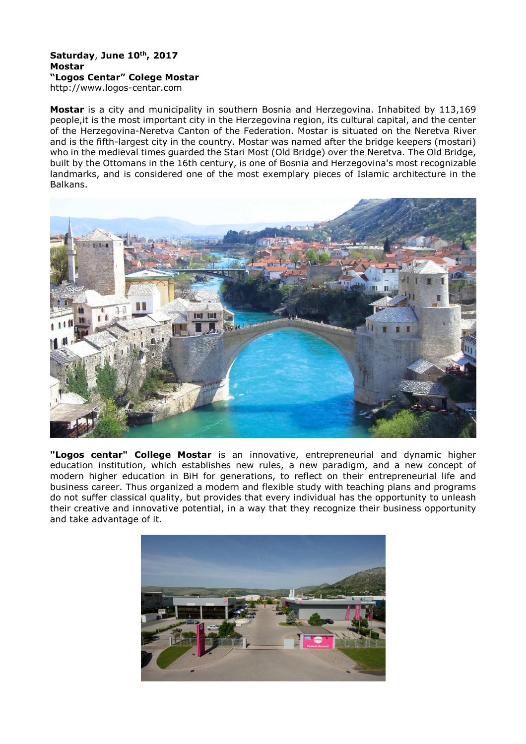**Saturday**, **June 10th, 2017**
**Mostar**
**"Logos Centar" Colege Mostar**
http://www.logos-centar.com

**Mostar** is a city and municipality in southern Bosnia and Herzegovina. Inhabited by 113,169 people,it is the most important city in the Herzegovina region, its cultural capital, and the center of the Herzegovina-Neretva Canton of the Federation. Mostar is situated on the Neretva River and is the fifth-largest city in the country. Mostar was named after the bridge keepers (mostari) who in the medieval times guarded the Stari Most (Old Bridge) over the Neretva. The Old Bridge, built by the Ottomans in the 16th century, is one of Bosnia and Herzegovina's most recognizable landmarks, and is considered one of the most exemplary pieces of Islamic architecture in the Balkans.

**"Logos centar" College Mostar** is an innovative, entrepreneurial and dynamic higher education institution, which establishes new rules, a new paradigm, and a new concept of modern higher education in BiH for generations, to reflect on their entrepreneurial life and business career. Thus organized a modern and flexible study with teaching plans and programs do not suffer classical quality, but provides that every individual has the opportunity to unleash their creative and innovative potential, in a way that they recognize their business opportunity and take advantage of it.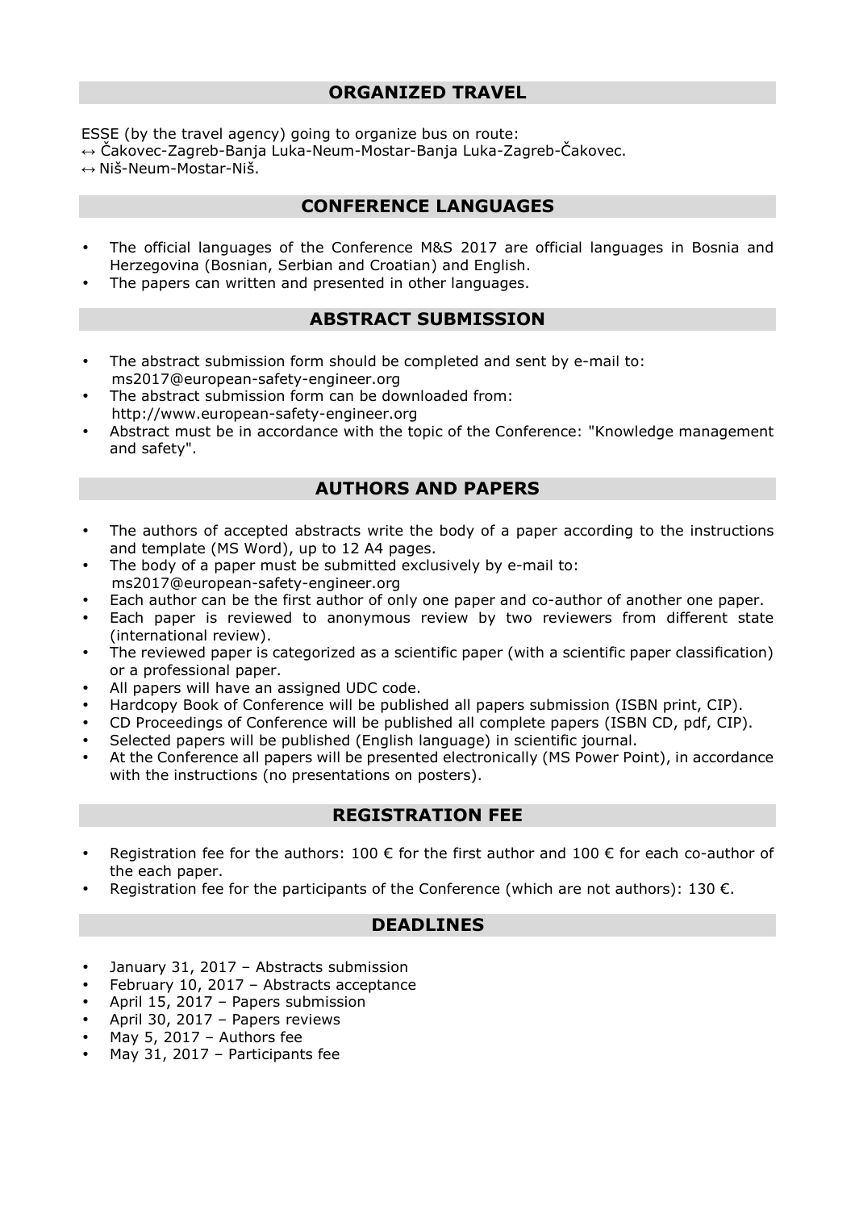## ORGANIZED TRAVEL

ESSE (by the travel agency) going to organize bus on route:
↔ Čakovec-Zagreb-Banja Luka-Neum-Mostar-Banja Luka-Zagreb-Čakovec.
↔ Niš-Neum-Mostar-Niš.

## CONFERENCE LANGUAGES

- The official languages of the Conference M&S 2017 are official languages in Bosnia and Herzegovina (Bosnian, Serbian and Croatian) and English.
- The papers can written and presented in other languages.

## ABSTRACT SUBMISSION

- The abstract submission form should be completed and sent by e-mail to: ms2017@european-safety-engineer.org
- The abstract submission form can be downloaded from: http://www.european-safety-engineer.org
- Abstract must be in accordance with the topic of the Conference: "Knowledge management and safety".

## AUTHORS AND PAPERS

- The authors of accepted abstracts write the body of a paper according to the instructions and template (MS Word), up to 12 A4 pages.
- The body of a paper must be submitted exclusively by e-mail to: ms2017@european-safety-engineer.org
- Each author can be the first author of only one paper and co-author of another one paper.
- Each paper is reviewed to anonymous review by two reviewers from different state (international review).
- The reviewed paper is categorized as a scientific paper (with a scientific paper classification) or a professional paper.
- All papers will have an assigned UDC code.
- Hardcopy Book of Conference will be published all papers submission (ISBN print, CIP).
- CD Proceedings of Conference will be published all complete papers (ISBN CD, pdf, CIP).
- Selected papers will be published (English language) in scientific journal.
- At the Conference all papers will be presented electronically (MS Power Point), in accordance with the instructions (no presentations on posters).

## REGISTRATION FEE

- Registration fee for the authors: 100 € for the first author and 100 € for each co-author of the each paper.
- Registration fee for the participants of the Conference (which are not authors): 130 €.

## DEADLINES

- January 31, 2017 – Abstracts submission
- February 10, 2017 – Abstracts acceptance
- April 15, 2017 – Papers submission
- April 30, 2017 – Papers reviews
- May 5, 2017 – Authors fee
- May 31, 2017 – Participants fee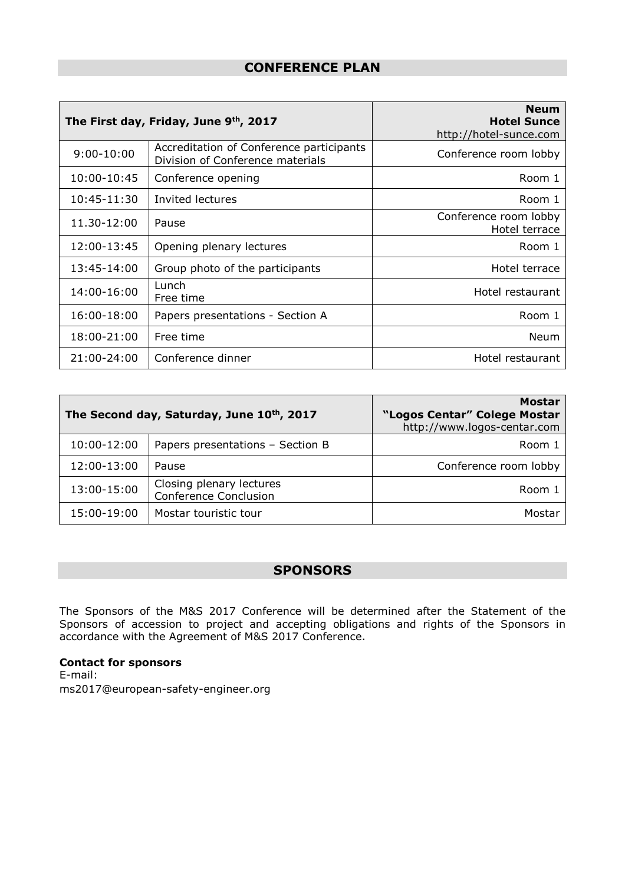## CONFERENCE PLAN

| The First day, Friday, June 9th, 2017 | | **Neum** **Hotel Sunce** http://hotel-sunce.com |
|---|---|---|
| 9:00-10:00 | Accreditation of Conference participants Division of Conference materials | Conference room lobby |
| 10:00-10:45 | Conference opening | Room 1 |
| 10:45-11:30 | Invited lectures | Room 1 |
| 11.30-12:00 | Pause | Conference room lobby Hotel terrace |
| 12:00-13:45 | Opening plenary lectures | Room 1 |
| 13:45-14:00 | Group photo of the participants | Hotel terrace |
| 14:00-16:00 | Lunch Free time | Hotel restaurant |
| 16:00-18:00 | Papers presentations - Section A | Room 1 |
| 18:00-21:00 | Free time | Neum |
| 21:00-24:00 | Conference dinner | Hotel restaurant |

| The Second day, Saturday, June 10th, 2017 | | **Mostar** **"Logos Centar" Colege Mostar** http://www.logos-centar.com |
|---|---|---|
| 10:00-12:00 | Papers presentations – Section B | Room 1 |
| 12:00-13:00 | Pause | Conference room lobby |
| 13:00-15:00 | Closing plenary lectures Conference Conclusion | Room 1 |
| 15:00-19:00 | Mostar touristic tour | Mostar |

## SPONSORS

The Sponsors of the M&S 2017 Conference will be determined after the Statement of the Sponsors of accession to project and accepting obligations and rights of the Sponsors in accordance with the Agreement of M&S 2017 Conference.

**Contact for sponsors**
E-mail:
ms2017@european-safety-engineer.org